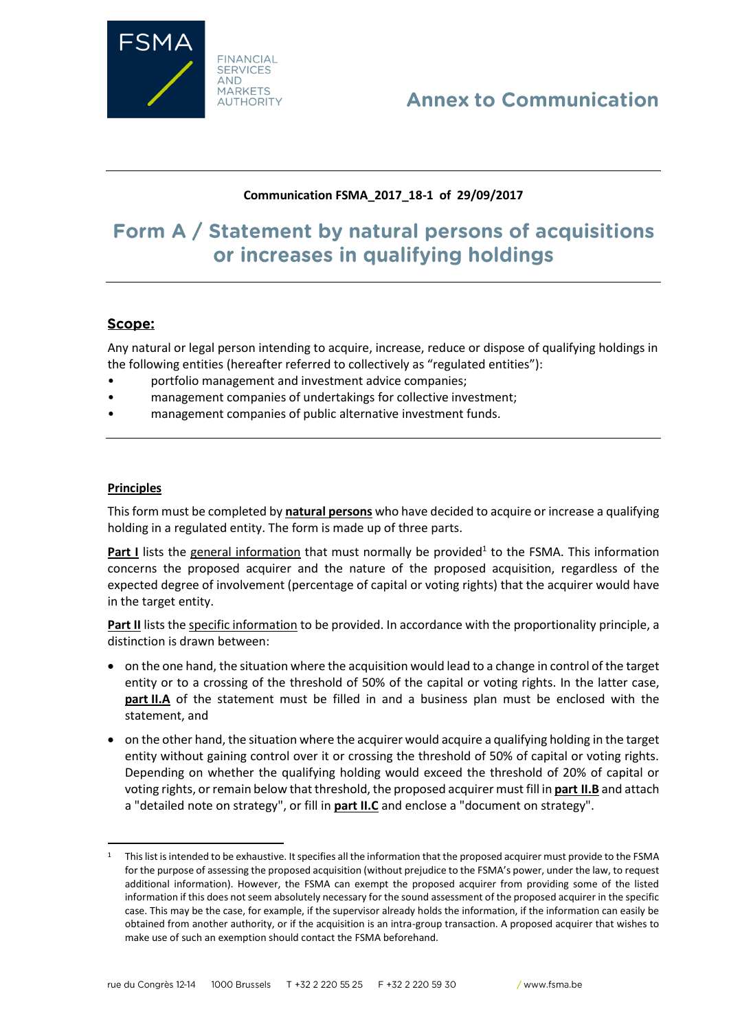FSMA

FINANCIAL SERVICES AND MARKETS AUTHORITY

**Annex to Communication**

---

**Communication FSMA_2017_18-1 of 29/09/2017**

# Form A / Statement by natural persons of acquisitions or increases in qualifying holdings

---

## Scope:

Any natural or legal person intending to acquire, increase, reduce or dispose of qualifying holdings in the following entities (hereafter referred to collectively as "regulated entities"):

- portfolio management and investment advice companies;
- management companies of undertakings for collective investment;
- management companies of public alternative investment funds.

---

**Principles**

This form must be completed by **natural persons** who have decided to acquire or increase a qualifying holding in a regulated entity. The form is made up of three parts.

**Part I** lists the general information that must normally be provided[1] to the FSMA. This information concerns the proposed acquirer and the nature of the proposed acquisition, regardless of the expected degree of involvement (percentage of capital or voting rights) that the acquirer would have in the target entity.

**Part II** lists the specific information to be provided. In accordance with the proportionality principle, a distinction is drawn between:

- on the one hand, the situation where the acquisition would lead to a change in control of the target entity or to a crossing of the threshold of 50% of the capital or voting rights. In the latter case, **part II.A** of the statement must be filled in and a business plan must be enclosed with the statement, and
- on the other hand, the situation where the acquirer would acquire a qualifying holding in the target entity without gaining control over it or crossing the threshold of 50% of capital or voting rights. Depending on whether the qualifying holding would exceed the threshold of 20% of capital or voting rights, or remain below that threshold, the proposed acquirer must fill in **part II.B** and attach a "detailed note on strategy", or fill in **part II.C** and enclose a "document on strategy".

---

[1] This list is intended to be exhaustive. It specifies all the information that the proposed acquirer must provide to the FSMA for the purpose of assessing the proposed acquisition (without prejudice to the FSMA's power, under the law, to request additional information). However, the FSMA can exempt the proposed acquirer from providing some of the listed information if this does not seem absolutely necessary for the sound assessment of the proposed acquirer in the specific case. This may be the case, for example, if the supervisor already holds the information, if the information can easily be obtained from another authority, or if the acquisition is an intra-group transaction. A proposed acquirer that wishes to make use of such an exemption should contact the FSMA beforehand.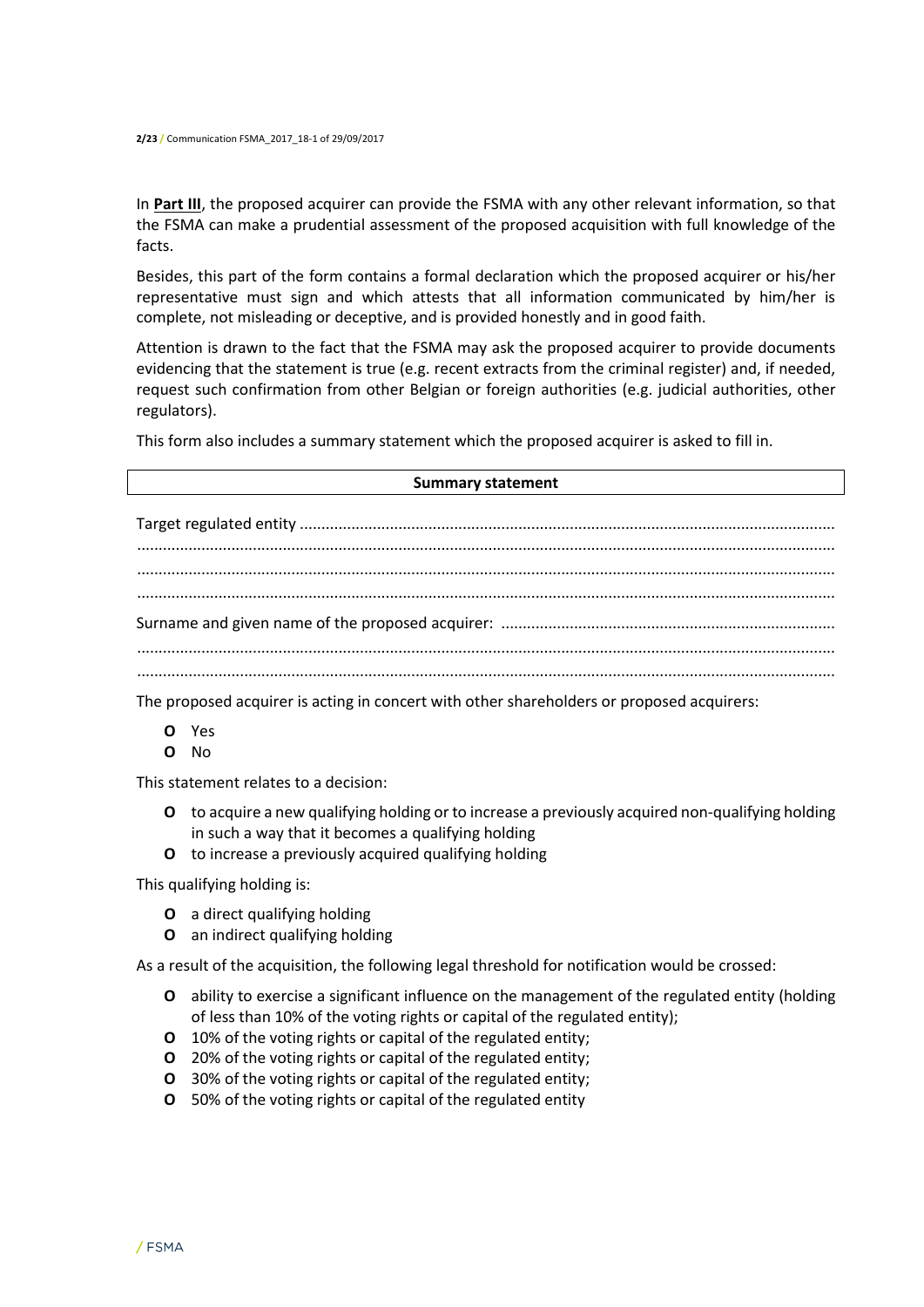In **Part III**, the proposed acquirer can provide the FSMA with any other relevant information, so that the FSMA can make a prudential assessment of the proposed acquisition with full knowledge of the facts.

Besides, this part of the form contains a formal declaration which the proposed acquirer or his/her representative must sign and which attests that all information communicated by him/her is complete, not misleading or deceptive, and is provided honestly and in good faith.

Attention is drawn to the fact that the FSMA may ask the proposed acquirer to provide documents evidencing that the statement is true (e.g. recent extracts from the criminal register) and, if needed, request such confirmation from other Belgian or foreign authorities (e.g. judicial authorities, other regulators).

This form also includes a summary statement which the proposed acquirer is asked to fill in.

| **Summary statement** |
|---|

Target regulated entity ..............................................................................................................................
...................................................................................................................................................................
...................................................................................................................................................................
...................................................................................................................................................................

Surname and given name of the proposed acquirer: ..............................................................................
...................................................................................................................................................................
...................................................................................................................................................................

The proposed acquirer is acting in concert with other shareholders or proposed acquirers:

- **O** Yes
- **O** No

This statement relates to a decision:

- **O** to acquire a new qualifying holding or to increase a previously acquired non-qualifying holding in such a way that it becomes a qualifying holding
- **O** to increase a previously acquired qualifying holding

This qualifying holding is:

- **O** a direct qualifying holding
- **O** an indirect qualifying holding

As a result of the acquisition, the following legal threshold for notification would be crossed:

- **O** ability to exercise a significant influence on the management of the regulated entity (holding of less than 10% of the voting rights or capital of the regulated entity);
- **O** 10% of the voting rights or capital of the regulated entity;
- **O** 20% of the voting rights or capital of the regulated entity;
- **O** 30% of the voting rights or capital of the regulated entity;
- **O** 50% of the voting rights or capital of the regulated entity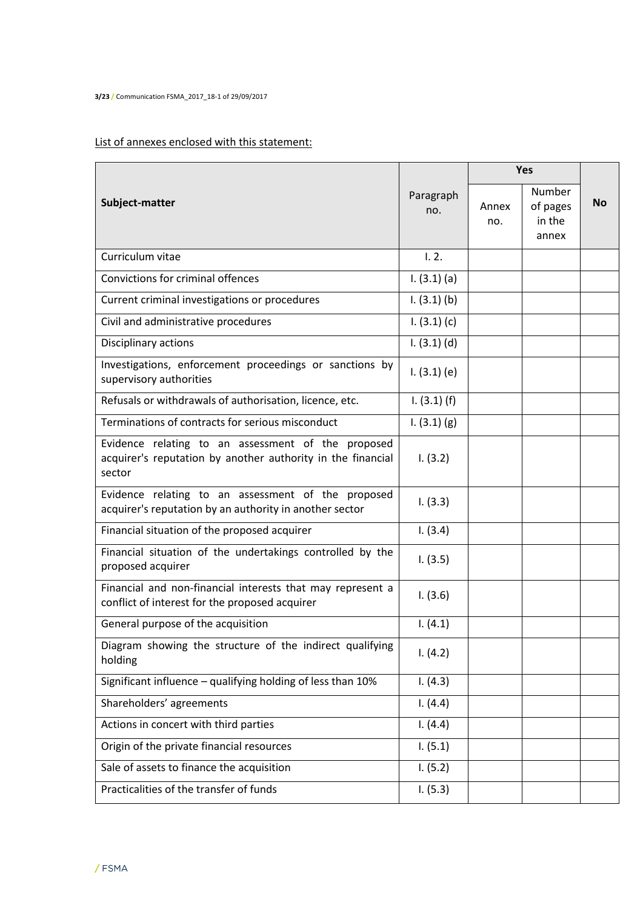<u>List of annexes enclosed with this statement:</u>

| Subject-matter | Paragraph no. | Yes | | No |
|---|---|---|---|---|
| | | Annex no. | Number of pages in the annex | |
| Curriculum vitae | I. 2. | | | |
| Convictions for criminal offences | I. (3.1) (a) | | | |
| Current criminal investigations or procedures | I. (3.1) (b) | | | |
| Civil and administrative procedures | I. (3.1) (c) | | | |
| Disciplinary actions | I. (3.1) (d) | | | |
| Investigations, enforcement proceedings or sanctions by supervisory authorities | I. (3.1) (e) | | | |
| Refusals or withdrawals of authorisation, licence, etc. | I. (3.1) (f) | | | |
| Terminations of contracts for serious misconduct | I. (3.1) (g) | | | |
| Evidence relating to an assessment of the proposed acquirer's reputation by another authority in the financial sector | I. (3.2) | | | |
| Evidence relating to an assessment of the proposed acquirer's reputation by an authority in another sector | I. (3.3) | | | |
| Financial situation of the proposed acquirer | I. (3.4) | | | |
| Financial situation of the undertakings controlled by the proposed acquirer | I. (3.5) | | | |
| Financial and non-financial interests that may represent a conflict of interest for the proposed acquirer | I. (3.6) | | | |
| General purpose of the acquisition | I. (4.1) | | | |
| Diagram showing the structure of the indirect qualifying holding | I. (4.2) | | | |
| Significant influence – qualifying holding of less than 10% | I. (4.3) | | | |
| Shareholders' agreements | I. (4.4) | | | |
| Actions in concert with third parties | I. (4.4) | | | |
| Origin of the private financial resources | I. (5.1) | | | |
| Sale of assets to finance the acquisition | I. (5.2) | | | |
| Practicalities of the transfer of funds | I. (5.3) | | | |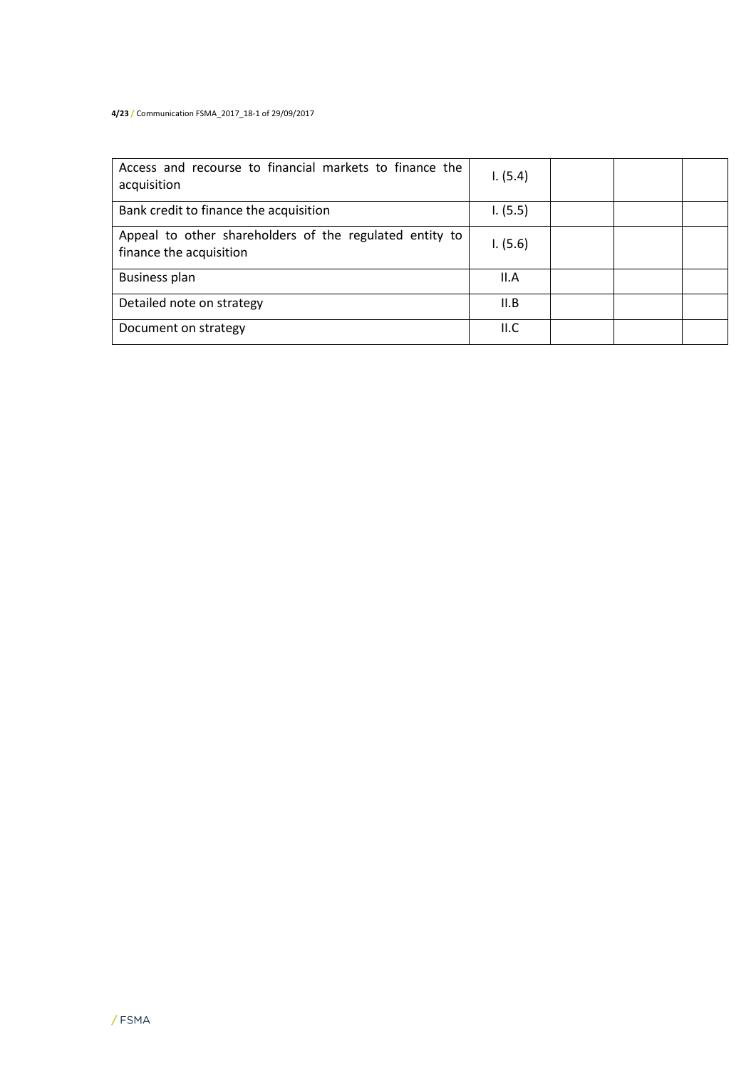| | | | | |
|---|---|---|---|---|
| Access and recourse to financial markets to finance the acquisition | I. (5.4) | | | |
| Bank credit to finance the acquisition | I. (5.5) | | | |
| Appeal to other shareholders of the regulated entity to finance the acquisition | I. (5.6) | | | |
| Business plan | II.A | | | |
| Detailed note on strategy | II.B | | | |
| Document on strategy | II.C | | | |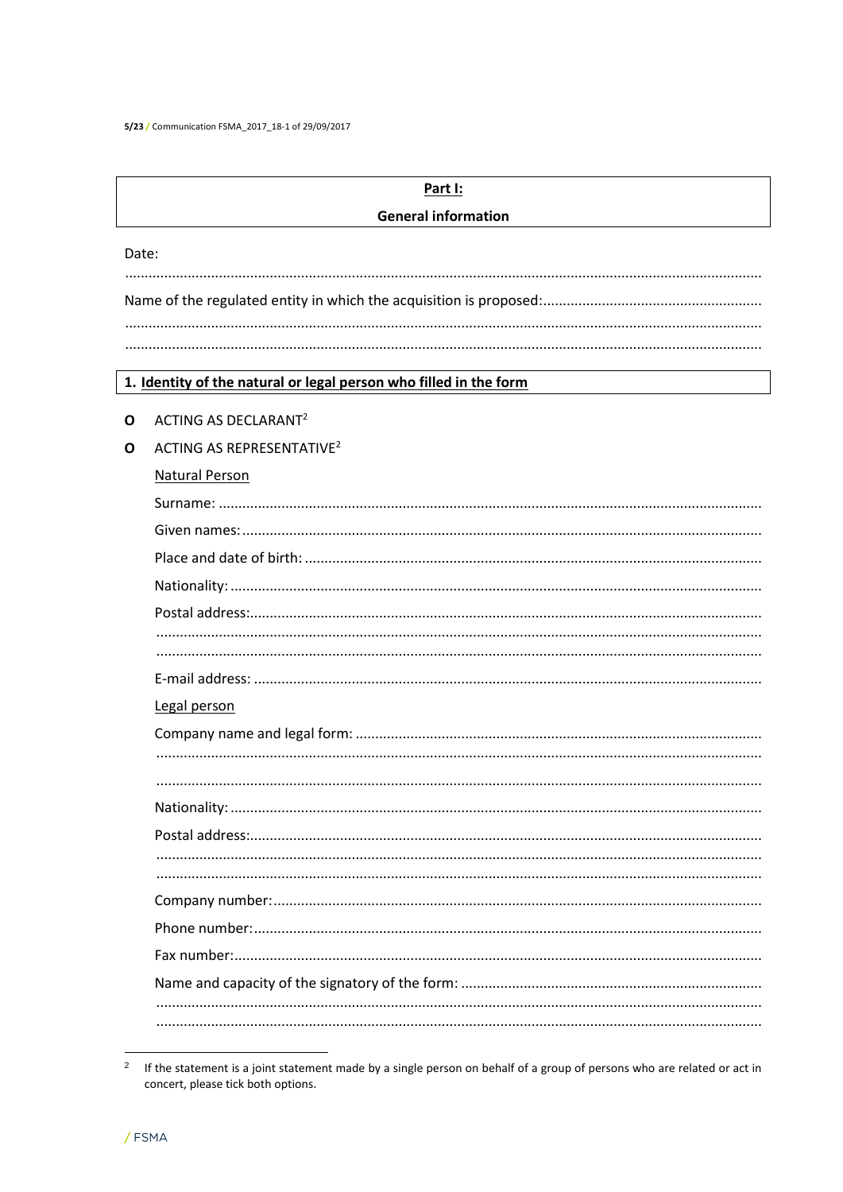## Part I:

## General information

Date:

.................................................................................................................................................

Name of the regulated entity in which the acquisition is proposed:........................................................

.................................................................................................................................................

.................................................................................................................................................

### 1. Identity of the natural or legal person who filled in the form

O ACTING AS DECLARANT[2]

O ACTING AS REPRESENTATIVE[2]

Natural Person

Surname: .........................................................................................................................................

Given names: ...................................................................................................................................

Place and date of birth: ...................................................................................................................

Nationality: ......................................................................................................................................

Postal address:.................................................................................................................................

.........................................................................................................................................................

.........................................................................................................................................................

E-mail address: ...............................................................................................................................

Legal person

Company name and legal form: ......................................................................................................

.........................................................................................................................................................

.........................................................................................................................................................

Nationality: ......................................................................................................................................

Postal address:.................................................................................................................................

.........................................................................................................................................................

.........................................................................................................................................................

Company number:...........................................................................................................................

Phone number:................................................................................................................................

Fax number:.....................................................................................................................................

Name and capacity of the signatory of the form: ............................................................................

.........................................................................................................................................................

.........................................................................................................................................................

[2] If the statement is a joint statement made by a single person on behalf of a group of persons who are related or act in concert, please tick both options.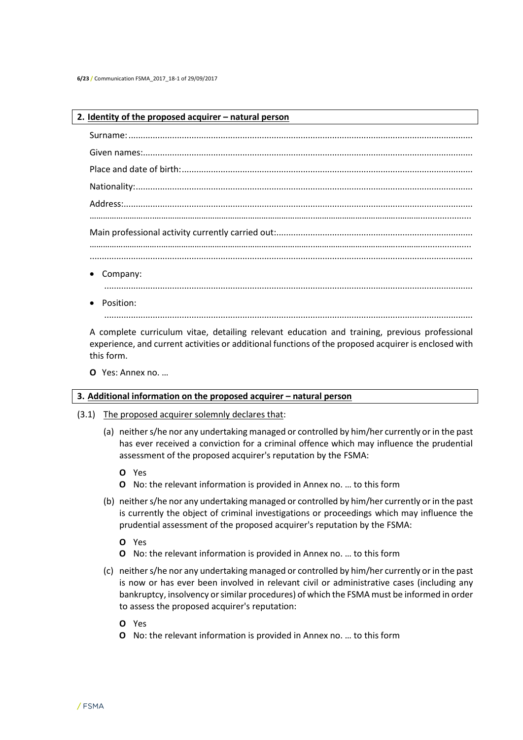## 2. Identity of the proposed acquirer – natural person

Surname: ..........................................................................................................................................

Given names:.....................................................................................................................................

Place and date of birth:.....................................................................................................................

Nationality:........................................................................................................................................

Address:.............................................................................................................................................

..........................................................................................................................................................

Main professional activity currently carried out:...............................................................................

..........................................................................................................................................................

..........................................................................................................................................................

- Company:
  ..........................................................................................................................................
- Position:
  ..........................................................................................................................................

A complete curriculum vitae, detailing relevant education and training, previous professional experience, and current activities or additional functions of the proposed acquirer is enclosed with this form.

**O** Yes: Annex no. …

## 3. Additional information on the proposed acquirer – natural person

(3.1) The proposed acquirer solemnly declares that:

(a) neither s/he nor any undertaking managed or controlled by him/her currently or in the past has ever received a conviction for a criminal offence which may influence the prudential assessment of the proposed acquirer's reputation by the FSMA:

**O** Yes
**O** No: the relevant information is provided in Annex no. … to this form

(b) neither s/he nor any undertaking managed or controlled by him/her currently or in the past is currently the object of criminal investigations or proceedings which may influence the prudential assessment of the proposed acquirer's reputation by the FSMA:

**O** Yes
**O** No: the relevant information is provided in Annex no. … to this form

(c) neither s/he nor any undertaking managed or controlled by him/her currently or in the past is now or has ever been involved in relevant civil or administrative cases (including any bankruptcy, insolvency or similar procedures) of which the FSMA must be informed in order to assess the proposed acquirer's reputation:

**O** Yes
**O** No: the relevant information is provided in Annex no. … to this form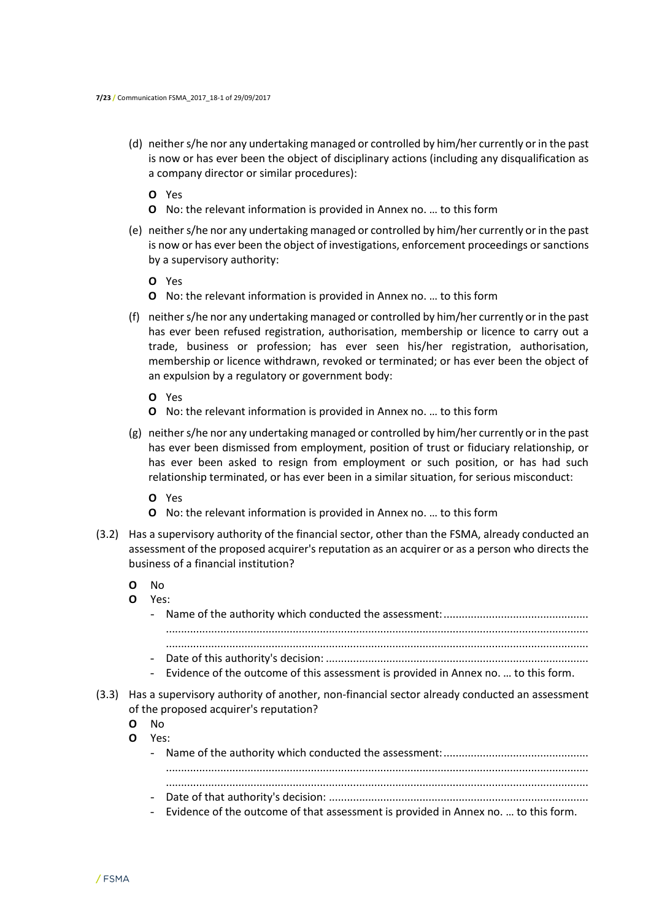(d) neither s/he nor any undertaking managed or controlled by him/her currently or in the past is now or has ever been the object of disciplinary actions (including any disqualification as a company director or similar procedures):

- **O** Yes
- **O** No: the relevant information is provided in Annex no. … to this form

(e) neither s/he nor any undertaking managed or controlled by him/her currently or in the past is now or has ever been the object of investigations, enforcement proceedings or sanctions by a supervisory authority:

- **O** Yes
- **O** No: the relevant information is provided in Annex no. … to this form

(f) neither s/he nor any undertaking managed or controlled by him/her currently or in the past has ever been refused registration, authorisation, membership or licence to carry out a trade, business or profession; has ever seen his/her registration, authorisation, membership or licence withdrawn, revoked or terminated; or has ever been the object of an expulsion by a regulatory or government body:

- **O** Yes
- **O** No: the relevant information is provided in Annex no. … to this form

(g) neither s/he nor any undertaking managed or controlled by him/her currently or in the past has ever been dismissed from employment, position of trust or fiduciary relationship, or has ever been asked to resign from employment or such position, or has had such relationship terminated, or has ever been in a similar situation, for serious misconduct:

- **O** Yes
- **O** No: the relevant information is provided in Annex no. … to this form

(3.2) Has a supervisory authority of the financial sector, other than the FSMA, already conducted an assessment of the proposed acquirer's reputation as an acquirer or as a person who directs the business of a financial institution?

- **O** No
- **O** Yes:
  - Name of the authority which conducted the assessment: ................................................
    ..........................................................................................................................................
    ..........................................................................................................................................
  - Date of this authority's decision: ......................................................................................
  - Evidence of the outcome of this assessment is provided in Annex no. … to this form.

(3.3) Has a supervisory authority of another, non-financial sector already conducted an assessment of the proposed acquirer's reputation?

- **O** No
- **O** Yes:
  - Name of the authority which conducted the assessment: ................................................
    ..........................................................................................................................................
    ..........................................................................................................................................
  - Date of that authority's decision: ......................................................................................
  - Evidence of the outcome of that assessment is provided in Annex no. … to this form.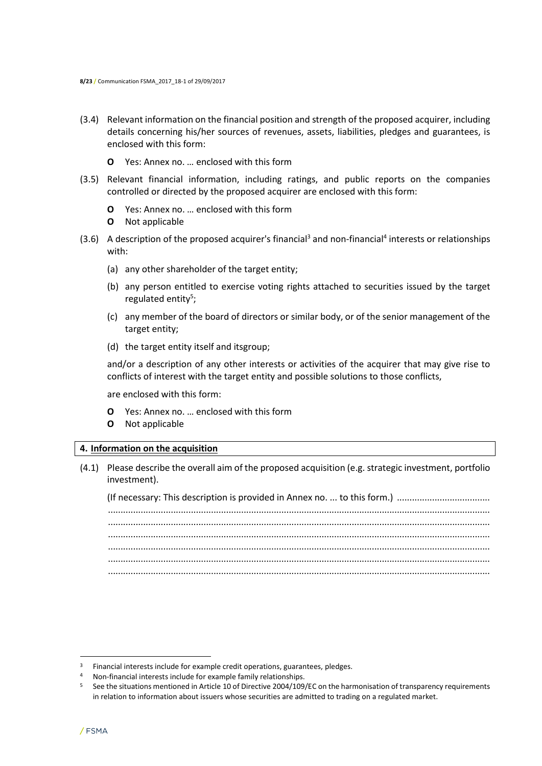(3.4) Relevant information on the financial position and strength of the proposed acquirer, including details concerning his/her sources of revenues, assets, liabilities, pledges and guarantees, is enclosed with this form:

**O** Yes: Annex no. … enclosed with this form

(3.5) Relevant financial information, including ratings, and public reports on the companies controlled or directed by the proposed acquirer are enclosed with this form:

**O** Yes: Annex no. … enclosed with this form
**O** Not applicable

(3.6) A description of the proposed acquirer's financial[3] and non-financial[4] interests or relationships with:

(a) any other shareholder of the target entity;

(b) any person entitled to exercise voting rights attached to securities issued by the target regulated entity[5];

(c) any member of the board of directors or similar body, or of the senior management of the target entity;

(d) the target entity itself and itsgroup;

and/or a description of any other interests or activities of the acquirer that may give rise to conflicts of interest with the target entity and possible solutions to those conflicts,

are enclosed with this form:

**O** Yes: Annex no. … enclosed with this form
**O** Not applicable

## 4. Information on the acquisition

(4.1) Please describe the overall aim of the proposed acquisition (e.g. strategic investment, portfolio investment).

(If necessary: This description is provided in Annex no. ... to this form.) ....................................
.....................................................................................................................................................
.....................................................................................................................................................
.....................................................................................................................................................
.....................................................................................................................................................
.....................................................................................................................................................
.....................................................................................................................................................

---

[3] Financial interests include for example credit operations, guarantees, pledges.

[4] Non-financial interests include for example family relationships.

[5] See the situations mentioned in Article 10 of Directive 2004/109/EC on the harmonisation of transparency requirements in relation to information about issuers whose securities are admitted to trading on a regulated market.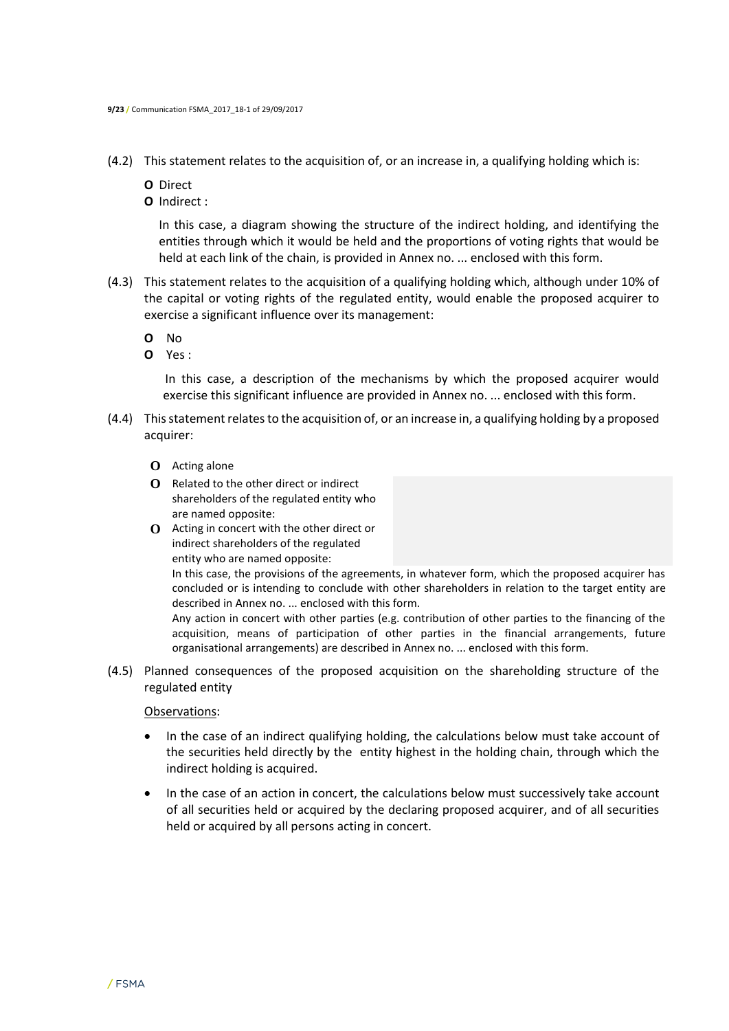(4.2) This statement relates to the acquisition of, or an increase in, a qualifying holding which is:

**O** Direct

**O** Indirect :

In this case, a diagram showing the structure of the indirect holding, and identifying the entities through which it would be held and the proportions of voting rights that would be held at each link of the chain, is provided in Annex no. ... enclosed with this form.

(4.3) This statement relates to the acquisition of a qualifying holding which, although under 10% of the capital or voting rights of the regulated entity, would enable the proposed acquirer to exercise a significant influence over its management:

**O** No

**O** Yes :

In this case, a description of the mechanisms by which the proposed acquirer would exercise this significant influence are provided in Annex no. ... enclosed with this form.

(4.4) This statement relates to the acquisition of, or an increase in, a qualifying holding by a proposed acquirer:

**O** Acting alone

**O** Related to the other direct or indirect shareholders of the regulated entity who are named opposite:

**O** Acting in concert with the other direct or indirect shareholders of the regulated entity who are named opposite:

In this case, the provisions of the agreements, in whatever form, which the proposed acquirer has concluded or is intending to conclude with other shareholders in relation to the target entity are described in Annex no. ... enclosed with this form.

Any action in concert with other parties (e.g. contribution of other parties to the financing of the acquisition, means of participation of other parties in the financial arrangements, future organisational arrangements) are described in Annex no. ... enclosed with this form.

(4.5) Planned consequences of the proposed acquisition on the shareholding structure of the regulated entity

Observations:

- In the case of an indirect qualifying holding, the calculations below must take account of the securities held directly by the entity highest in the holding chain, through which the indirect holding is acquired.
- In the case of an action in concert, the calculations below must successively take account of all securities held or acquired by the declaring proposed acquirer, and of all securities held or acquired by all persons acting in concert.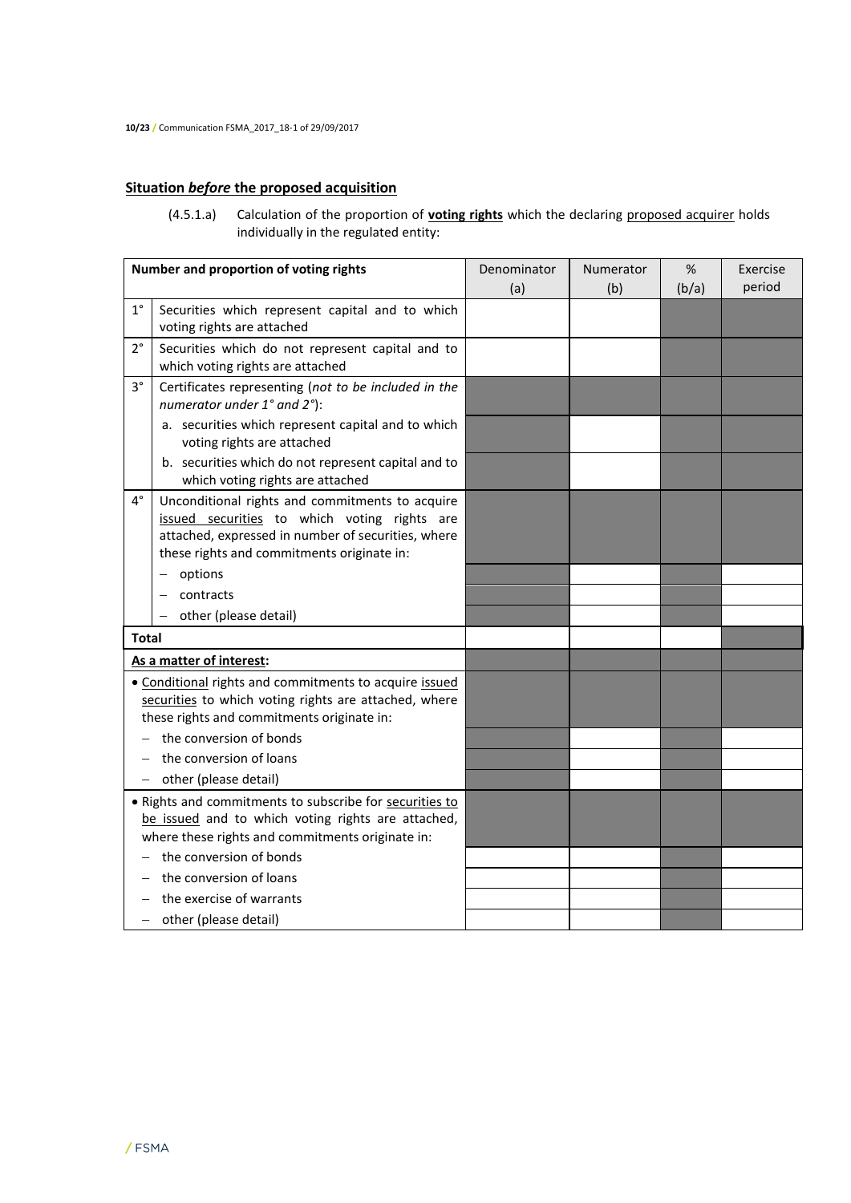## Situation *before* the proposed acquisition

(4.5.1.a) Calculation of the proportion of **voting rights** which the declaring proposed acquirer holds individually in the regulated entity:

| | Number and proportion of voting rights | Denominator (a) | Numerator (b) | % (b/a) | Exercise period |
|---|---|---|---|---|---|
| 1° | Securities which represent capital and to which voting rights are attached | | | | |
| 2° | Securities which do not represent capital and to which voting rights are attached | | | | |
| 3° | Certificates representing (*not to be included in the numerator under 1° and 2°*): | | | | |
| | a. securities which represent capital and to which voting rights are attached | | | | |
| | b. securities which do not represent capital and to which voting rights are attached | | | | |
| 4° | Unconditional rights and commitments to acquire issued securities to which voting rights are attached, expressed in number of securities, where these rights and commitments originate in: | | | | |
| | – options | | | | |
| | – contracts | | | | |
| | – other (please detail) | | | | |
| **Total** | | | | | |
| **As a matter of interest:** | | | | | |
| | • Conditional rights and commitments to acquire issued securities to which voting rights are attached, where these rights and commitments originate in: | | | | |
| | – the conversion of bonds | | | | |
| | – the conversion of loans | | | | |
| | – other (please detail) | | | | |
| | • Rights and commitments to subscribe for securities to be issued and to which voting rights are attached, where these rights and commitments originate in: | | | | |
| | – the conversion of bonds | | | | |
| | – the conversion of loans | | | | |
| | – the exercise of warrants | | | | |
| | – other (please detail) | | | | |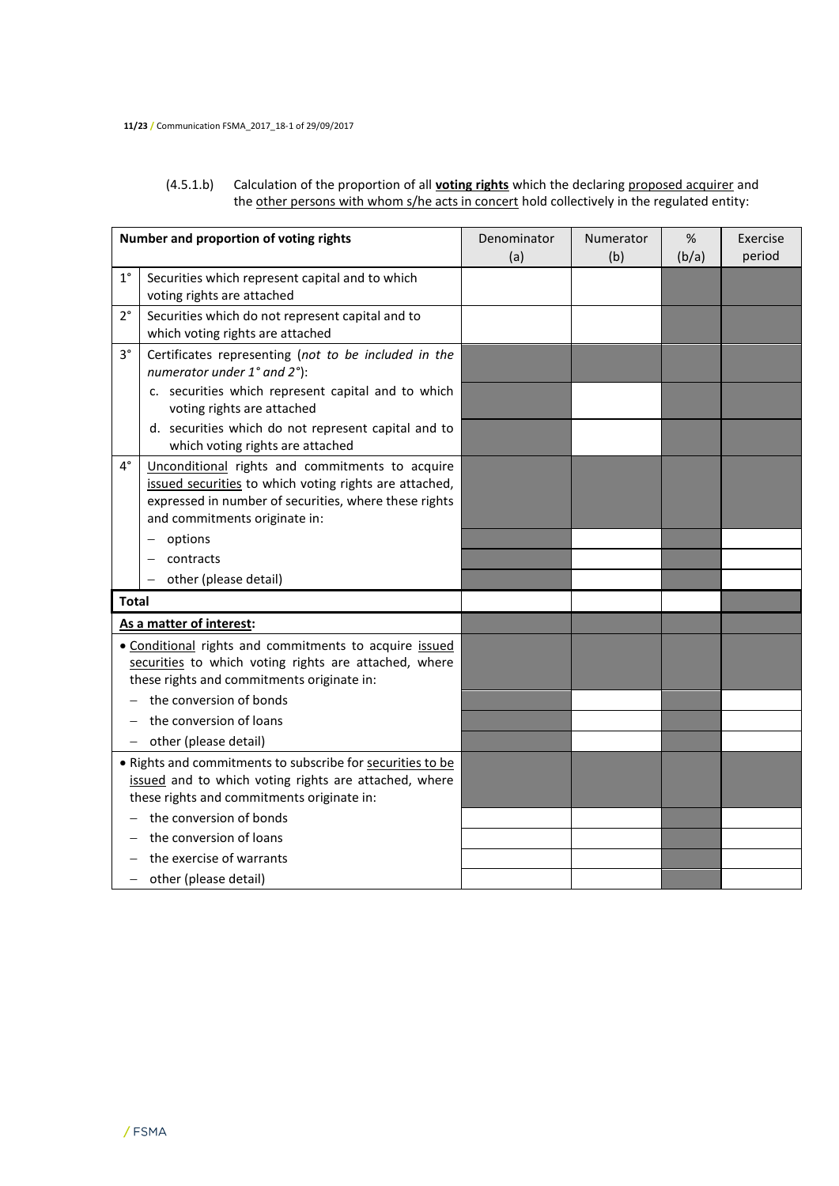(4.5.1.b) Calculation of the proportion of all **voting rights** which the declaring proposed acquirer and the other persons with whom s/he acts in concert hold collectively in the regulated entity:

| | Number and proportion of voting rights | Denominator (a) | Numerator (b) | % (b/a) | Exercise period |
|---|---|---|---|---|---|
| 1° | Securities which represent capital and to which voting rights are attached | | | | |
| 2° | Securities which do not represent capital and to which voting rights are attached | | | | |
| 3° | Certificates representing (*not to be included in the numerator under 1° and 2°*): | | | | |
| | c. securities which represent capital and to which voting rights are attached | | | | |
| | d. securities which do not represent capital and to which voting rights are attached | | | | |
| 4° | Unconditional rights and commitments to acquire issued securities to which voting rights are attached, expressed in number of securities, where these rights and commitments originate in: | | | | |
| | – options | | | | |
| | – contracts | | | | |
| | – other (please detail) | | | | |
| **Total** | | | | | |
| **As a matter of interest:** | | | | | |
| | • Conditional rights and commitments to acquire issued securities to which voting rights are attached, where these rights and commitments originate in: | | | | |
| | – the conversion of bonds | | | | |
| | – the conversion of loans | | | | |
| | – other (please detail) | | | | |
| | • Rights and commitments to subscribe for securities to be issued and to which voting rights are attached, where these rights and commitments originate in: | | | | |
| | – the conversion of bonds | | | | |
| | – the conversion of loans | | | | |
| | – the exercise of warrants | | | | |
| | – other (please detail) | | | | |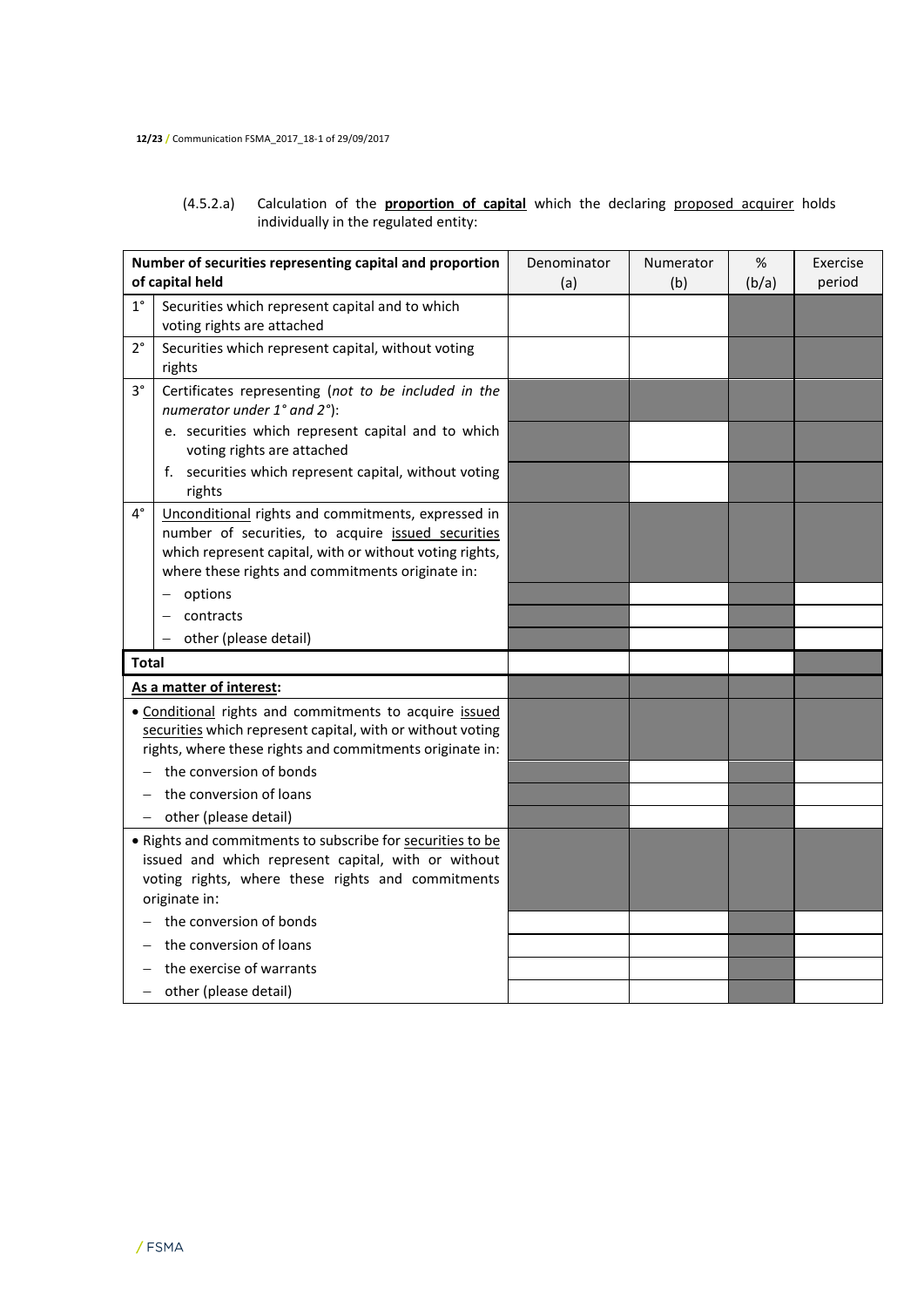(4.5.2.a) Calculation of the **proportion of capital** which the declaring proposed acquirer holds individually in the regulated entity:

| | **Number of securities representing capital and proportion of capital held** | Denominator (a) | Numerator (b) | % (b/a) | Exercise period |
|---|---|---|---|---|---|
| 1° | Securities which represent capital and to which voting rights are attached | | | | |
| 2° | Securities which represent capital, without voting rights | | | | |
| 3° | Certificates representing (*not to be included in the numerator under 1° and 2°*): | | | | |
| | e. securities which represent capital and to which voting rights are attached | | | | |
| | f. securities which represent capital, without voting rights | | | | |
| 4° | Unconditional rights and commitments, expressed in number of securities, to acquire issued securities which represent capital, with or without voting rights, where these rights and commitments originate in: | | | | |
| | – options | | | | |
| | – contracts | | | | |
| | – other (please detail) | | | | |
| **Total** | | | | | |
| **As a matter of interest:** | | | | | |
| • Conditional rights and commitments to acquire issued securities which represent capital, with or without voting rights, where these rights and commitments originate in: | | | | | |
| – the conversion of bonds | | | | | |
| – the conversion of loans | | | | | |
| – other (please detail) | | | | | |
| • Rights and commitments to subscribe for securities to be issued and which represent capital, with or without voting rights, where these rights and commitments originate in: | | | | | |
| – the conversion of bonds | | | | | |
| – the conversion of loans | | | | | |
| – the exercise of warrants | | | | | |
| – other (please detail) | | | | | |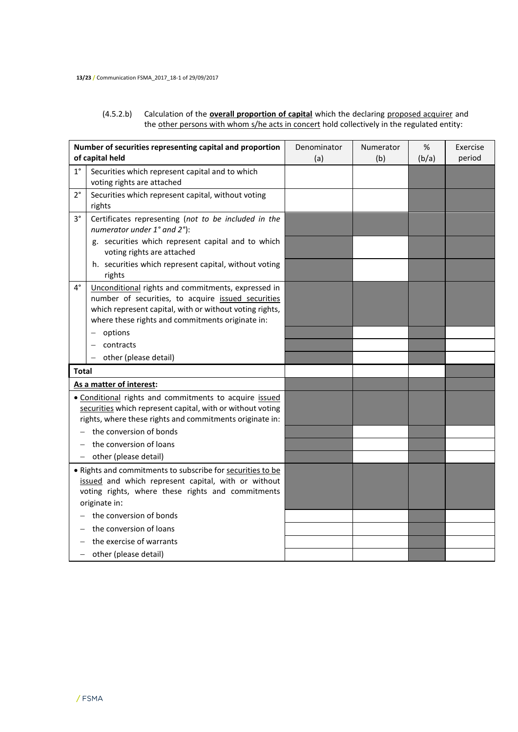(4.5.2.b) Calculation of the **overall proportion of capital** which the declaring proposed acquirer and the other persons with whom s/he acts in concert hold collectively in the regulated entity:

| | Number of securities representing capital and proportion of capital held | Denominator (a) | Numerator (b) | % (b/a) | Exercise period |
|---|---|---|---|---|---|
| 1° | Securities which represent capital and to which voting rights are attached | | | | |
| 2° | Securities which represent capital, without voting rights | | | | |
| 3° | Certificates representing (*not to be included in the numerator under 1° and 2°*): | | | | |
| | g. securities which represent capital and to which voting rights are attached | | | | |
| | h. securities which represent capital, without voting rights | | | | |
| 4° | Unconditional rights and commitments, expressed in number of securities, to acquire issued securities which represent capital, with or without voting rights, where these rights and commitments originate in: | | | | |
| | – options | | | | |
| | – contracts | | | | |
| | – other (please detail) | | | | |
| **Total** | | | | | |
| **As a matter of interest:** | | | | | |
| | • Conditional rights and commitments to acquire issued securities which represent capital, with or without voting rights, where these rights and commitments originate in: | | | | |
| | – the conversion of bonds | | | | |
| | – the conversion of loans | | | | |
| | – other (please detail) | | | | |
| | • Rights and commitments to subscribe for securities to be issued and which represent capital, with or without voting rights, where these rights and commitments originate in: | | | | |
| | – the conversion of bonds | | | | |
| | – the conversion of loans | | | | |
| | – the exercise of warrants | | | | |
| | – other (please detail) | | | | |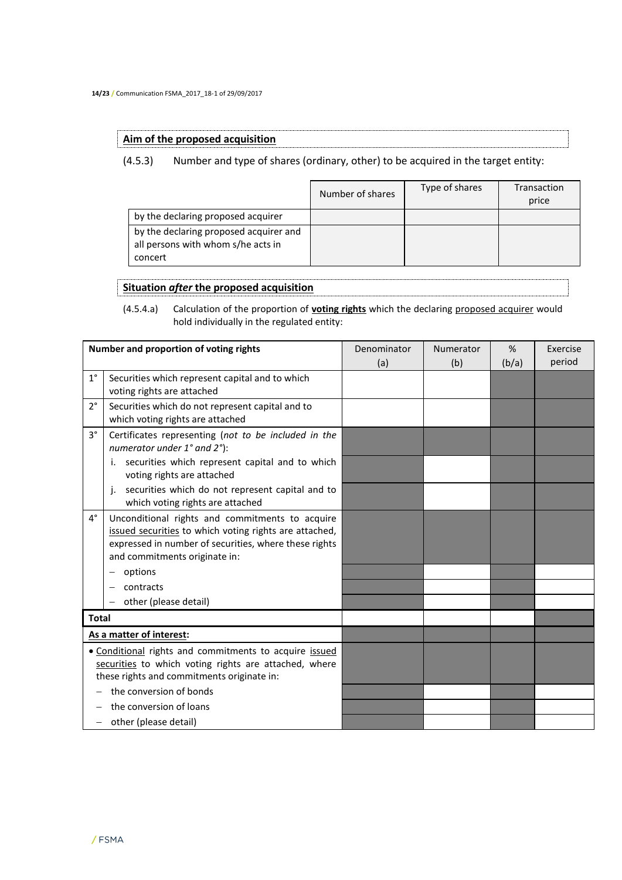**Aim of the proposed acquisition**

(4.5.3) Number and type of shares (ordinary, other) to be acquired in the target entity:

| | Number of shares | Type of shares | Transaction price |
|---|---|---|---|
| by the declaring proposed acquirer | | | |
| by the declaring proposed acquirer and all persons with whom s/he acts in concert | | | |

**Situation *after* the proposed acquisition**

(4.5.4.a) Calculation of the proportion of **voting rights** which the declaring proposed acquirer would hold individually in the regulated entity:

| Number and proportion of voting rights | | Denominator (a) | Numerator (b) | % (b/a) | Exercise period |
|---|---|---|---|---|---|
| 1° | Securities which represent capital and to which voting rights are attached | | | | |
| 2° | Securities which do not represent capital and to which voting rights are attached | | | | |
| 3° | Certificates representing (*not to be included in the numerator under 1° and 2°*): | | | | |
| | i. securities which represent capital and to which voting rights are attached | | | | |
| | j. securities which do not represent capital and to which voting rights are attached | | | | |
| 4° | Unconditional rights and commitments to acquire issued securities to which voting rights are attached, expressed in number of securities, where these rights and commitments originate in: | | | | |
| | – options | | | | |
| | – contracts | | | | |
| | – other (please detail) | | | | |
| **Total** | | | | | |
| **As a matter of interest:** | | | | | |
| • Conditional rights and commitments to acquire issued securities to which voting rights are attached, where these rights and commitments originate in: | | | | | |
| – the conversion of bonds | | | | | |
| – the conversion of loans | | | | | |
| – other (please detail) | | | | | |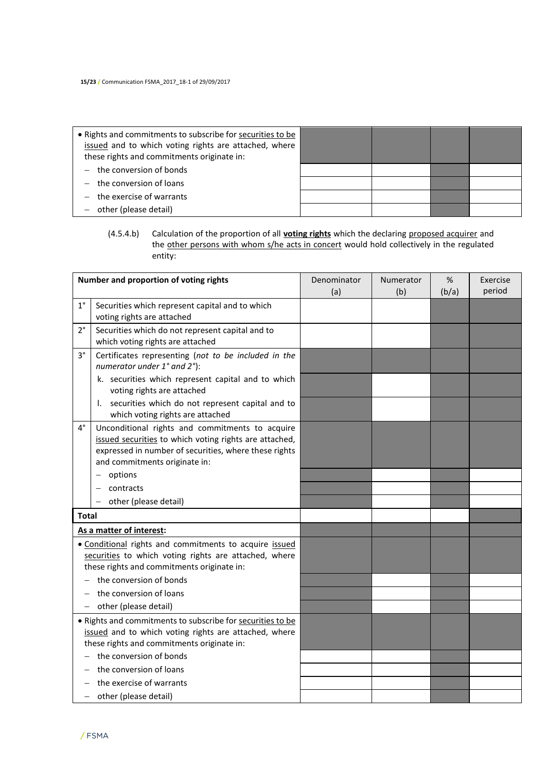| • Rights and commitments to subscribe for securities to be issued and to which voting rights are attached, where these rights and commitments originate in: | | | | |
|---|---|---|---|---|
| – the conversion of bonds | | | | |
| – the conversion of loans | | | | |
| – the exercise of warrants | | | | |
| – other (please detail) | | | | |

(4.5.4.b) Calculation of the proportion of all **voting rights** which the declaring proposed acquirer and the other persons with whom s/he acts in concert would hold collectively in the regulated entity:

| Number and proportion of voting rights | | Denominator (a) | Numerator (b) | % (b/a) | Exercise period |
|---|---|---|---|---|---|
| 1° | Securities which represent capital and to which voting rights are attached | | | | |
| 2° | Securities which do not represent capital and to which voting rights are attached | | | | |
| 3° | Certificates representing (*not to be included in the numerator under 1° and 2°*): | | | | |
| | k. securities which represent capital and to which voting rights are attached | | | | |
| | l. securities which do not represent capital and to which voting rights are attached | | | | |
| 4° | Unconditional rights and commitments to acquire issued securities to which voting rights are attached, expressed in number of securities, where these rights and commitments originate in: | | | | |
| | – options | | | | |
| | – contracts | | | | |
| | – other (please detail) | | | | |
| **Total** | | | | | |
| **As a matter of interest:** | | | | | |
| • Conditional rights and commitments to acquire issued securities to which voting rights are attached, where these rights and commitments originate in: | | | | | |
| – the conversion of bonds | | | | | |
| – the conversion of loans | | | | | |
| – other (please detail) | | | | | |
| • Rights and commitments to subscribe for securities to be issued and to which voting rights are attached, where these rights and commitments originate in: | | | | | |
| – the conversion of bonds | | | | | |
| – the conversion of loans | | | | | |
| – the exercise of warrants | | | | | |
| – other (please detail) | | | | | |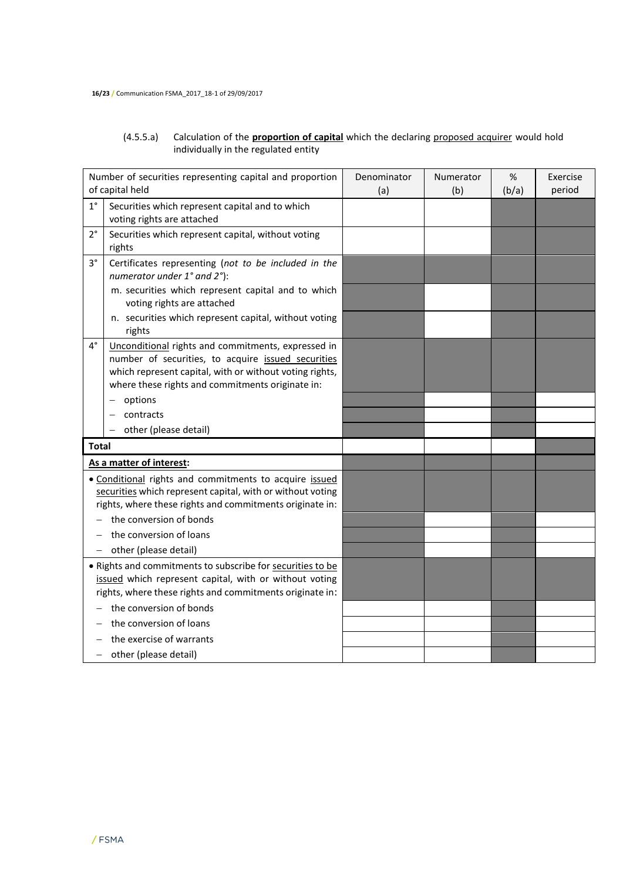(4.5.5.a) Calculation of the **<u>proportion of capital</u>** which the declaring <u>proposed acquirer</u> would hold individually in the regulated entity

| | Number of securities representing capital and proportion of capital held | Denominator (a) | Numerator (b) | % (b/a) | Exercise period |
|---|---|---|---|---|---|
| 1° | Securities which represent capital and to which voting rights are attached | | | | |
| 2° | Securities which represent capital, without voting rights | | | | |
| 3° | Certificates representing (*not to be included in the numerator under 1° and 2°*): | | | | |
| | m. securities which represent capital and to which voting rights are attached | | | | |
| | n. securities which represent capital, without voting rights | | | | |
| 4° | <u>Unconditional</u> rights and commitments, expressed in number of securities, to acquire <u>issued securities</u> which represent capital, with or without voting rights, where these rights and commitments originate in: | | | | |
| | – options | | | | |
| | – contracts | | | | |
| | – other (please detail) | | | | |
| **Total** | | | | | |
| **<u>As a matter of interest</u>:** | | | | | |
| • <u>Conditional</u> rights and commitments to acquire <u>issued securities</u> which represent capital, with or without voting rights, where these rights and commitments originate in: | | | | | |
| – the conversion of bonds | | | | | |
| – the conversion of loans | | | | | |
| – other (please detail) | | | | | |
| • Rights and commitments to subscribe for <u>securities to be issued</u> which represent capital, with or without voting rights, where these rights and commitments originate in: | | | | | |
| – the conversion of bonds | | | | | |
| – the conversion of loans | | | | | |
| – the exercise of warrants | | | | | |
| – other (please detail) | | | | | |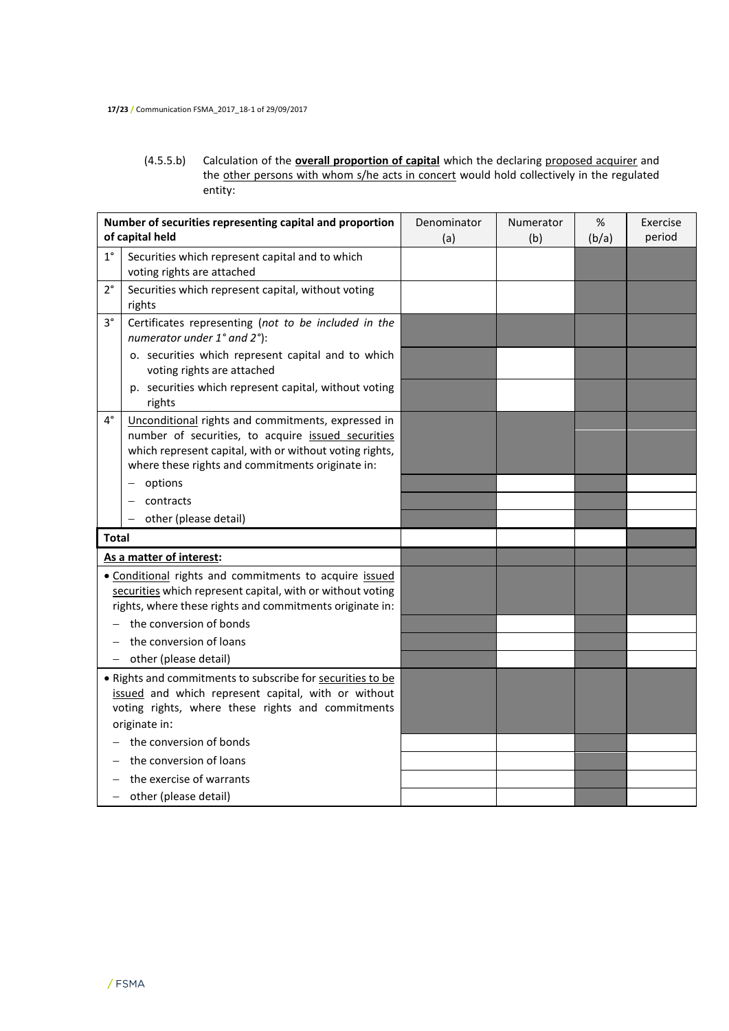(4.5.5.b) Calculation of the **overall proportion of capital** which the declaring proposed acquirer and the other persons with whom s/he acts in concert would hold collectively in the regulated entity:

| Number of securities representing capital and proportion of capital held | | Denominator (a) | Numerator (b) | % (b/a) | Exercise period |
|---|---|---|---|---|---|
| 1° | Securities which represent capital and to which voting rights are attached | | | | |
| 2° | Securities which represent capital, without voting rights | | | | |
| 3° | Certificates representing (*not to be included in the numerator under 1° and 2°*): | | | | |
| | o. securities which represent capital and to which voting rights are attached | | | | |
| | p. securities which represent capital, without voting rights | | | | |
| 4° | Unconditional rights and commitments, expressed in number of securities, to acquire issued securities which represent capital, with or without voting rights, where these rights and commitments originate in: | | | | |
| | – options | | | | |
| | – contracts | | | | |
| | – other (please detail) | | | | |
| **Total** | | | | | |
| **As a matter of interest:** | | | | | |
| • Conditional rights and commitments to acquire issued securities which represent capital, with or without voting rights, where these rights and commitments originate in: | | | | | |
| – the conversion of bonds | | | | | |
| – the conversion of loans | | | | | |
| – other (please detail) | | | | | |
| • Rights and commitments to subscribe for securities to be issued and which represent capital, with or without voting rights, where these rights and commitments originate in: | | | | | |
| – the conversion of bonds | | | | | |
| – the conversion of loans | | | | | |
| – the exercise of warrants | | | | | |
| – other (please detail) | | | | | |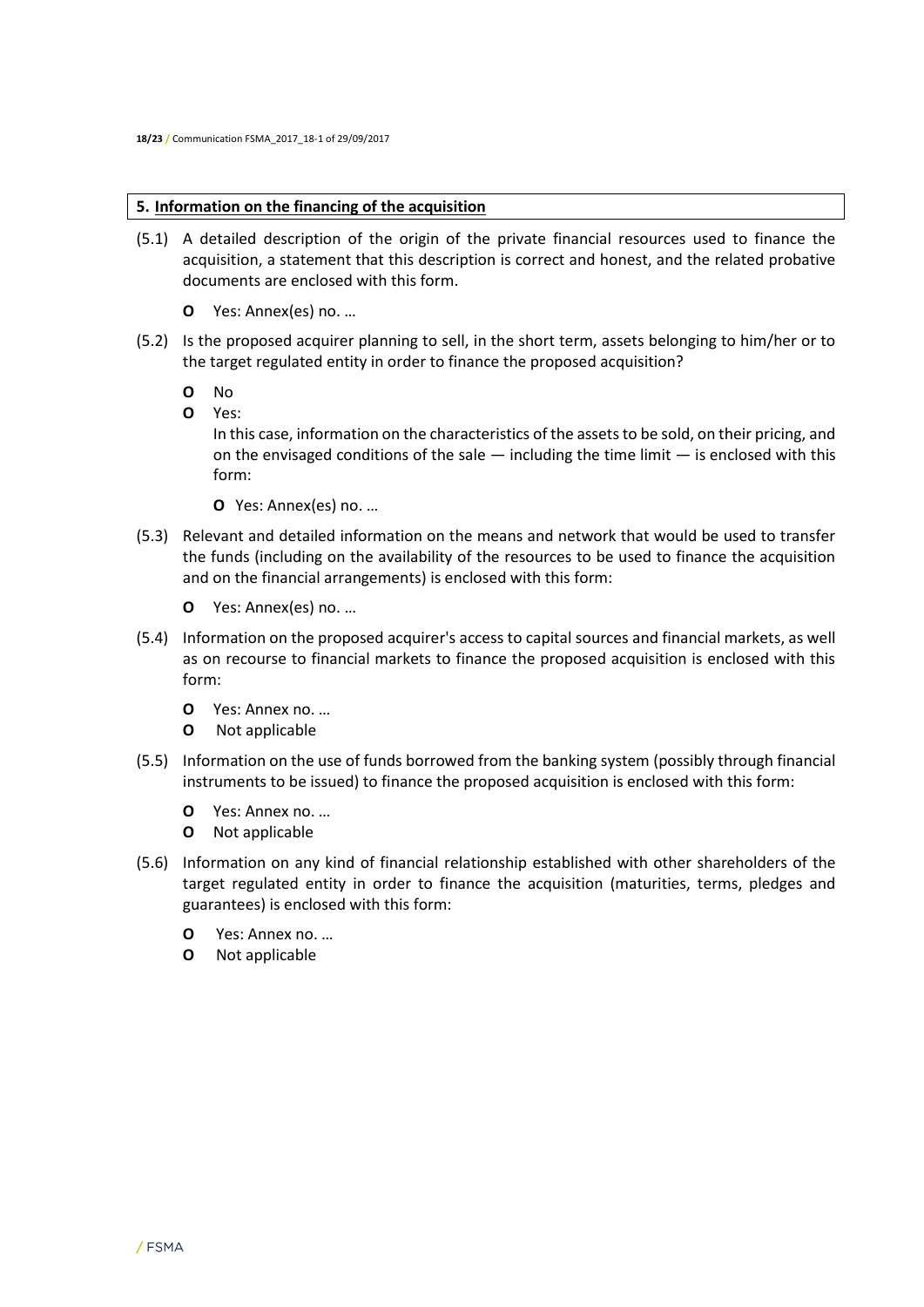## 5. Information on the financing of the acquisition

(5.1) A detailed description of the origin of the private financial resources used to finance the acquisition, a statement that this description is correct and honest, and the related probative documents are enclosed with this form.

- **O** Yes: Annex(es) no. …

(5.2) Is the proposed acquirer planning to sell, in the short term, assets belonging to him/her or to the target regulated entity in order to finance the proposed acquisition?

- **O** No
- **O** Yes:

  In this case, information on the characteristics of the assets to be sold, on their pricing, and on the envisaged conditions of the sale — including the time limit — is enclosed with this form:

  - **O** Yes: Annex(es) no. …

(5.3) Relevant and detailed information on the means and network that would be used to transfer the funds (including on the availability of the resources to be used to finance the acquisition and on the financial arrangements) is enclosed with this form:

- **O** Yes: Annex(es) no. …

(5.4) Information on the proposed acquirer's access to capital sources and financial markets, as well as on recourse to financial markets to finance the proposed acquisition is enclosed with this form:

- **O** Yes: Annex no. …
- **O** Not applicable

(5.5) Information on the use of funds borrowed from the banking system (possibly through financial instruments to be issued) to finance the proposed acquisition is enclosed with this form:

- **O** Yes: Annex no. …
- **O** Not applicable

(5.6) Information on any kind of financial relationship established with other shareholders of the target regulated entity in order to finance the acquisition (maturities, terms, pledges and guarantees) is enclosed with this form:

- **O** Yes: Annex no. …
- **O** Not applicable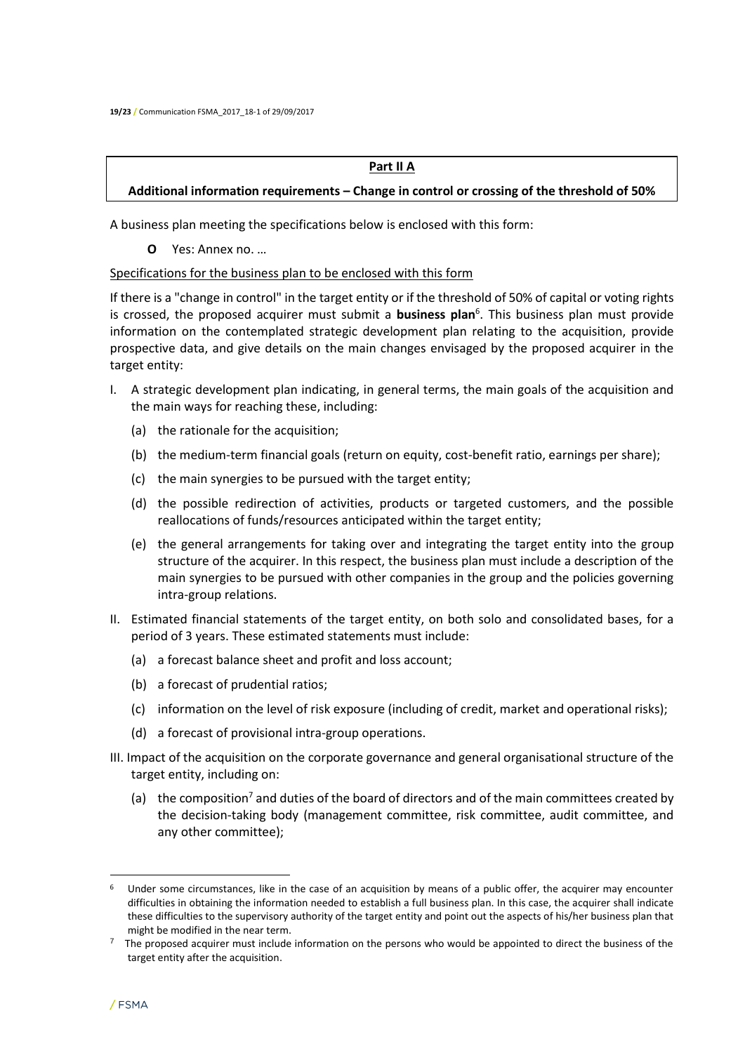**Part II A**

**Additional information requirements – Change in control or crossing of the threshold of 50%**

A business plan meeting the specifications below is enclosed with this form:

O Yes: Annex no. …

Specifications for the business plan to be enclosed with this form

If there is a "change in control" in the target entity or if the threshold of 50% of capital or voting rights is crossed, the proposed acquirer must submit a **business plan**[6]. This business plan must provide information on the contemplated strategic development plan relating to the acquisition, provide prospective data, and give details on the main changes envisaged by the proposed acquirer in the target entity:

I. A strategic development plan indicating, in general terms, the main goals of the acquisition and the main ways for reaching these, including:
   - (a) the rationale for the acquisition;
   - (b) the medium-term financial goals (return on equity, cost-benefit ratio, earnings per share);
   - (c) the main synergies to be pursued with the target entity;
   - (d) the possible redirection of activities, products or targeted customers, and the possible reallocations of funds/resources anticipated within the target entity;
   - (e) the general arrangements for taking over and integrating the target entity into the group structure of the acquirer. In this respect, the business plan must include a description of the main synergies to be pursued with other companies in the group and the policies governing intra-group relations.

II. Estimated financial statements of the target entity, on both solo and consolidated bases, for a period of 3 years. These estimated statements must include:
   - (a) a forecast balance sheet and profit and loss account;
   - (b) a forecast of prudential ratios;
   - (c) information on the level of risk exposure (including of credit, market and operational risks);
   - (d) a forecast of provisional intra-group operations.

III. Impact of the acquisition on the corporate governance and general organisational structure of the target entity, including on:
   - (a) the composition[7] and duties of the board of directors and of the main committees created by the decision-taking body (management committee, risk committee, audit committee, and any other committee);

---

[6] Under some circumstances, like in the case of an acquisition by means of a public offer, the acquirer may encounter difficulties in obtaining the information needed to establish a full business plan. In this case, the acquirer shall indicate these difficulties to the supervisory authority of the target entity and point out the aspects of his/her business plan that might be modified in the near term.

[7] The proposed acquirer must include information on the persons who would be appointed to direct the business of the target entity after the acquisition.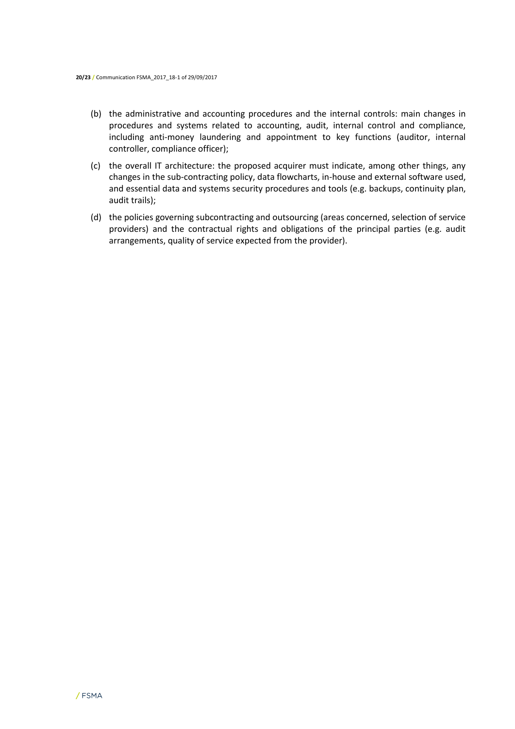(b) the administrative and accounting procedures and the internal controls: main changes in procedures and systems related to accounting, audit, internal control and compliance, including anti-money laundering and appointment to key functions (auditor, internal controller, compliance officer);

(c) the overall IT architecture: the proposed acquirer must indicate, among other things, any changes in the sub-contracting policy, data flowcharts, in-house and external software used, and essential data and systems security procedures and tools (e.g. backups, continuity plan, audit trails);

(d) the policies governing subcontracting and outsourcing (areas concerned, selection of service providers) and the contractual rights and obligations of the principal parties (e.g. audit arrangements, quality of service expected from the provider).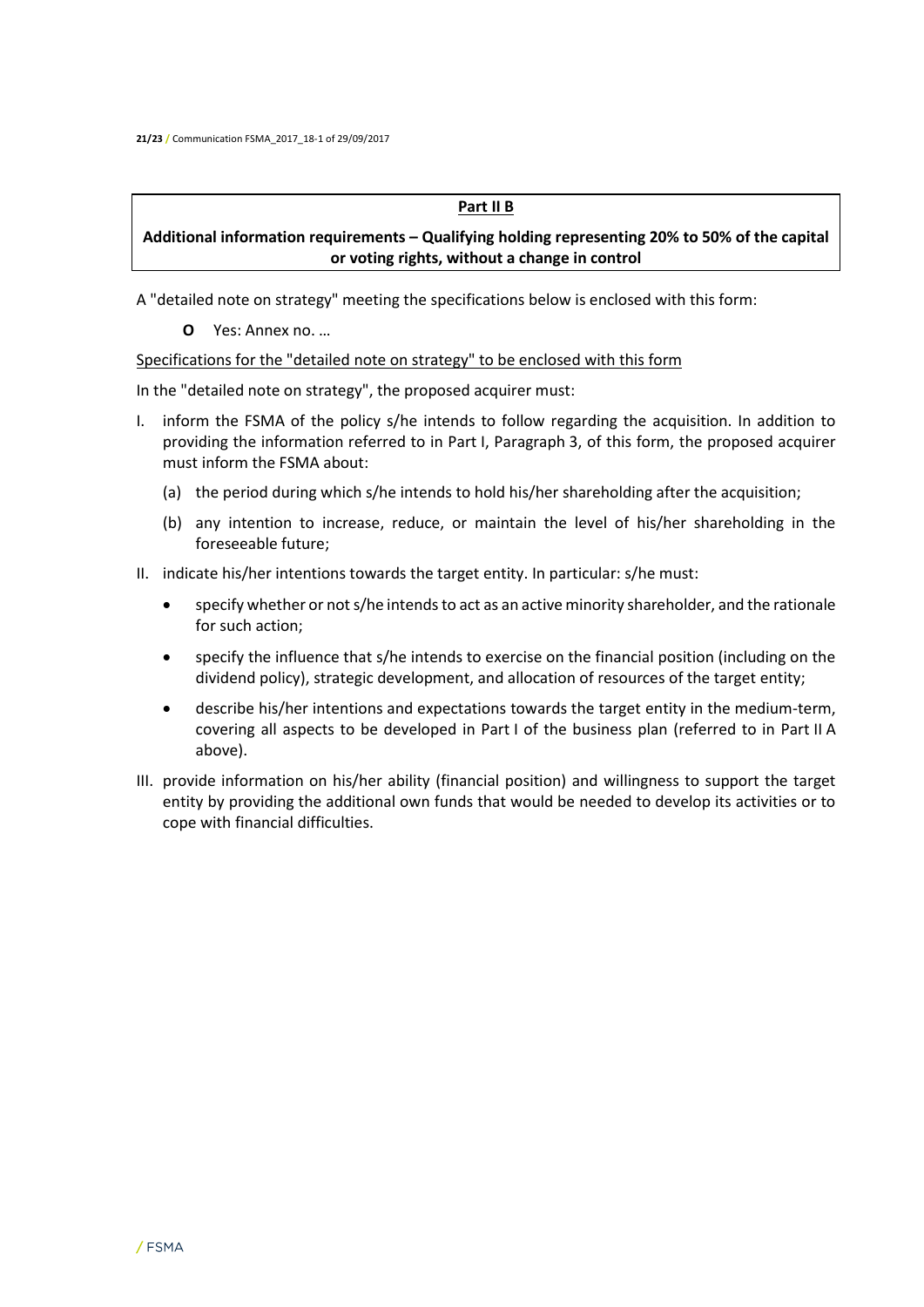**Part II B**

**Additional information requirements – Qualifying holding representing 20% to 50% of the capital or voting rights, without a change in control**

A "detailed note on strategy" meeting the specifications below is enclosed with this form:

- **O** Yes: Annex no. …

Specifications for the "detailed note on strategy" to be enclosed with this form

In the "detailed note on strategy", the proposed acquirer must:

I. inform the FSMA of the policy s/he intends to follow regarding the acquisition. In addition to providing the information referred to in Part I, Paragraph 3, of this form, the proposed acquirer must inform the FSMA about:

   (a) the period during which s/he intends to hold his/her shareholding after the acquisition;

   (b) any intention to increase, reduce, or maintain the level of his/her shareholding in the foreseeable future;

II. indicate his/her intentions towards the target entity. In particular: s/he must:

   - specify whether or not s/he intends to act as an active minority shareholder, and the rationale for such action;
   - specify the influence that s/he intends to exercise on the financial position (including on the dividend policy), strategic development, and allocation of resources of the target entity;
   - describe his/her intentions and expectations towards the target entity in the medium-term, covering all aspects to be developed in Part I of the business plan (referred to in Part II A above).

III. provide information on his/her ability (financial position) and willingness to support the target entity by providing the additional own funds that would be needed to develop its activities or to cope with financial difficulties.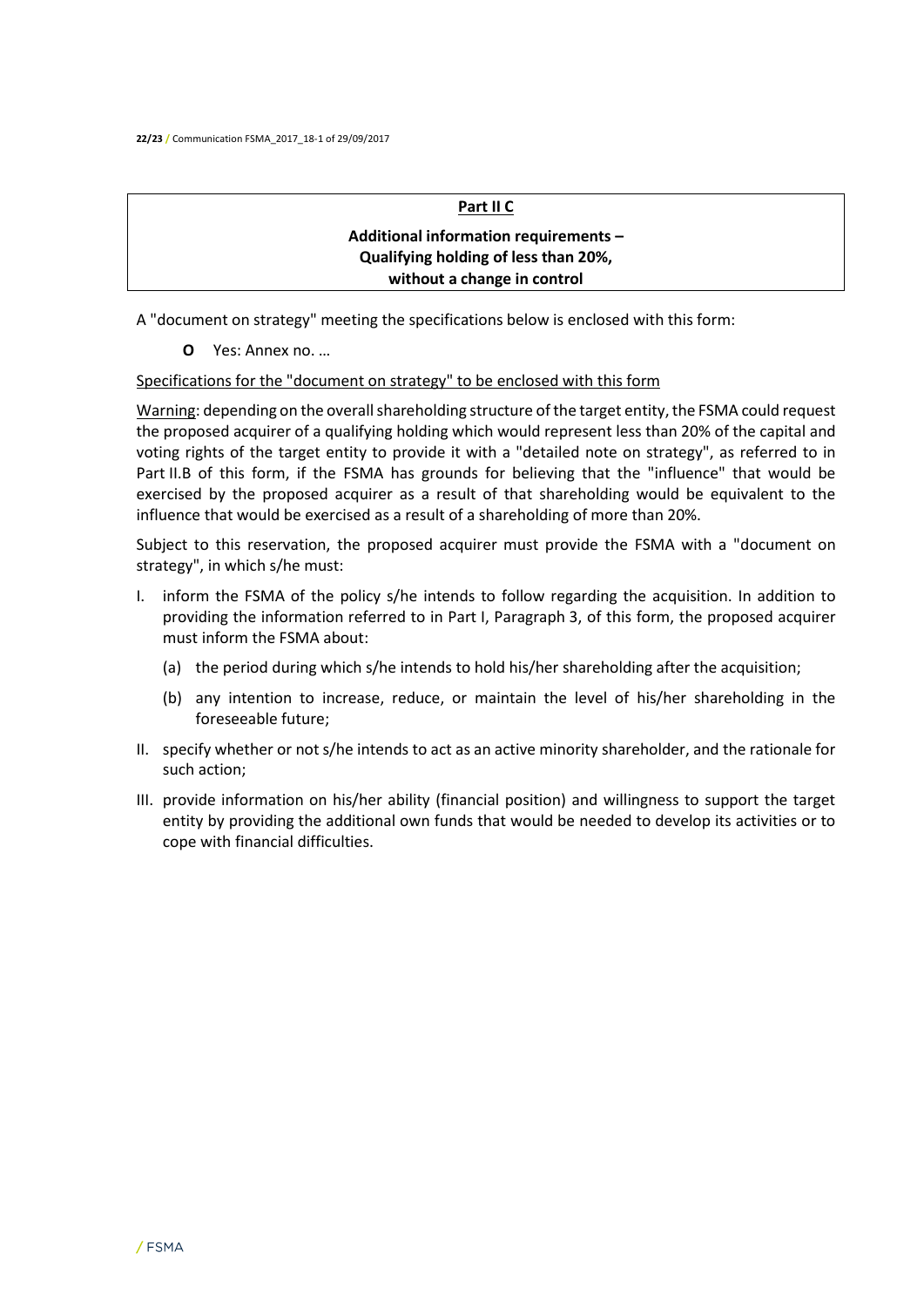## Part II C

**Additional information requirements – Qualifying holding of less than 20%, without a change in control**

A "document on strategy" meeting the specifications below is enclosed with this form:

**O** Yes: Annex no. …

Specifications for the "document on strategy" to be enclosed with this form

Warning: depending on the overall shareholding structure of the target entity, the FSMA could request the proposed acquirer of a qualifying holding which would represent less than 20% of the capital and voting rights of the target entity to provide it with a "detailed note on strategy", as referred to in Part II.B of this form, if the FSMA has grounds for believing that the "influence" that would be exercised by the proposed acquirer as a result of that shareholding would be equivalent to the influence that would be exercised as a result of a shareholding of more than 20%.

Subject to this reservation, the proposed acquirer must provide the FSMA with a "document on strategy", in which s/he must:

I. inform the FSMA of the policy s/he intends to follow regarding the acquisition. In addition to providing the information referred to in Part I, Paragraph 3, of this form, the proposed acquirer must inform the FSMA about:
   (a) the period during which s/he intends to hold his/her shareholding after the acquisition;
   (b) any intention to increase, reduce, or maintain the level of his/her shareholding in the foreseeable future;
II. specify whether or not s/he intends to act as an active minority shareholder, and the rationale for such action;
III. provide information on his/her ability (financial position) and willingness to support the target entity by providing the additional own funds that would be needed to develop its activities or to cope with financial difficulties.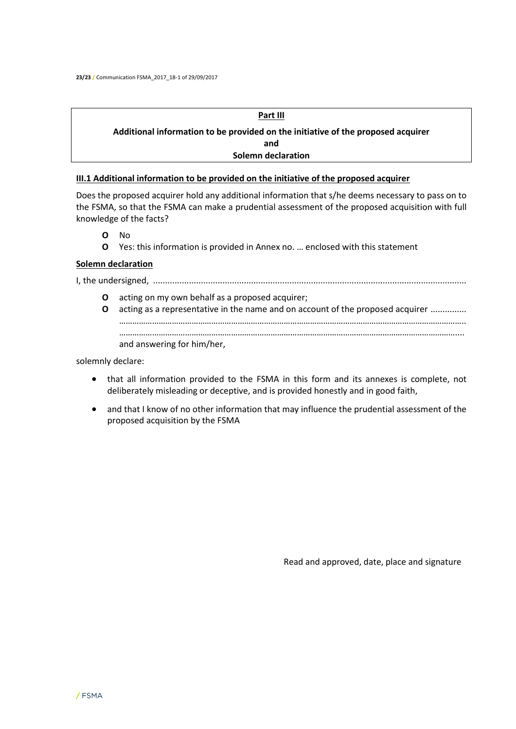**Part III**

**Additional information to be provided on the initiative of the proposed acquirer**
**and**
**Solemn declaration**

**III.1 Additional information to be provided on the initiative of the proposed acquirer**

Does the proposed acquirer hold any additional information that s/he deems necessary to pass on to the FSMA, so that the FSMA can make a prudential assessment of the proposed acquisition with full knowledge of the facts?

- **O** No
- **O** Yes: this information is provided in Annex no. … enclosed with this statement

**Solemn declaration**

I, the undersigned, ..................................................................................................................................

- **O** acting on my own behalf as a proposed acquirer;
- **O** acting as a representative in the name and on account of the proposed acquirer ...............
  ………………………………………………………………………………………………………………………………………….
  ………………………………………………………………………………………………………………………………………...
  and answering for him/her,

solemnly declare:

- that all information provided to the FSMA in this form and its annexes is complete, not deliberately misleading or deceptive, and is provided honestly and in good faith,
- and that I know of no other information that may influence the prudential assessment of the proposed acquisition by the FSMA

Read and approved, date, place and signature